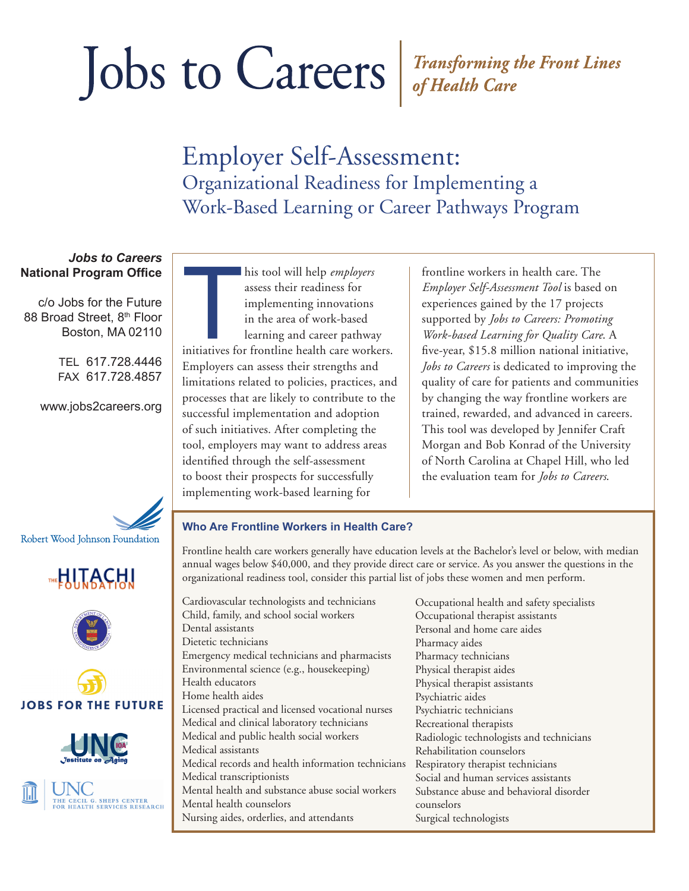# Jobs to Careers

*Transforming the Front Lines of Health Care*

## Employer Self-Assessment:

### Organizational Readiness for Implementing a Work-Based Learning or Career Pathways Program

***Jobs to Careers*** **National Program Office**

c/o Jobs for the Future
88 Broad Street, 8th Floor
Boston, MA 02110

TEL 617.728.4446
FAX 617.728.4857

www.jobs2careers.org

This tool will help *employers* assess their readiness for implementing innovations in the area of work-based learning and career pathway initiatives for frontline health care workers. Employers can assess their strengths and limitations related to policies, practices, and processes that are likely to contribute to the successful implementation and adoption of such initiatives. After completing the tool, employers may want to address areas identified through the self-assessment to boost their prospects for successfully implementing work-based learning for frontline workers in health care. The *Employer Self-Assessment Tool* is based on experiences gained by the 17 projects supported by *Jobs to Careers: Promoting Work-based Learning for Quality Care*. A five-year, $15.8 million national initiative, *Jobs to Careers* is dedicated to improving the quality of care for patients and communities by changing the way frontline workers are trained, rewarded, and advanced in careers. This tool was developed by Jennifer Craft Morgan and Bob Konrad of the University of North Carolina at Chapel Hill, who led the evaluation team for *Jobs to Careers*.

### Who Are Frontline Workers in Health Care?

Frontline health care workers generally have education levels at the Bachelor's level or below, with median annual wages below $40,000, and they provide direct care or service. As you answer the questions in the organizational readiness tool, consider this partial list of jobs these women and men perform.

- Cardiovascular technologists and technicians
- Child, family, and school social workers
- Dental assistants
- Dietetic technicians
- Emergency medical technicians and pharmacists
- Environmental science (e.g., housekeeping)
- Health educators
- Home health aides
- Licensed practical and licensed vocational nurses
- Medical and clinical laboratory technicians
- Medical and public health social workers
- Medical assistants
- Medical records and health information technicians
- Medical transcriptionists
- Mental health and substance abuse social workers
- Mental health counselors
- Nursing aides, orderlies, and attendants
- Occupational health and safety specialists
- Occupational therapist assistants
- Personal and home care aides
- Pharmacy aides
- Pharmacy technicians
- Physical therapist aides
- Physical therapist assistants
- Psychiatric aides
- Psychiatric technicians
- Recreational therapists
- Radiologic technologists and technicians
- Rehabilitation counselors
- Respiratory therapist technicians
- Social and human services assistants
- Substance abuse and behavioral disorder counselors
- Surgical technologists

Robert Wood Johnson Foundation

The Hitachi Foundation

Jobs for the Future

UNC Institute on Aging

UNC The Cecil G. Sheps Center for Health Services Research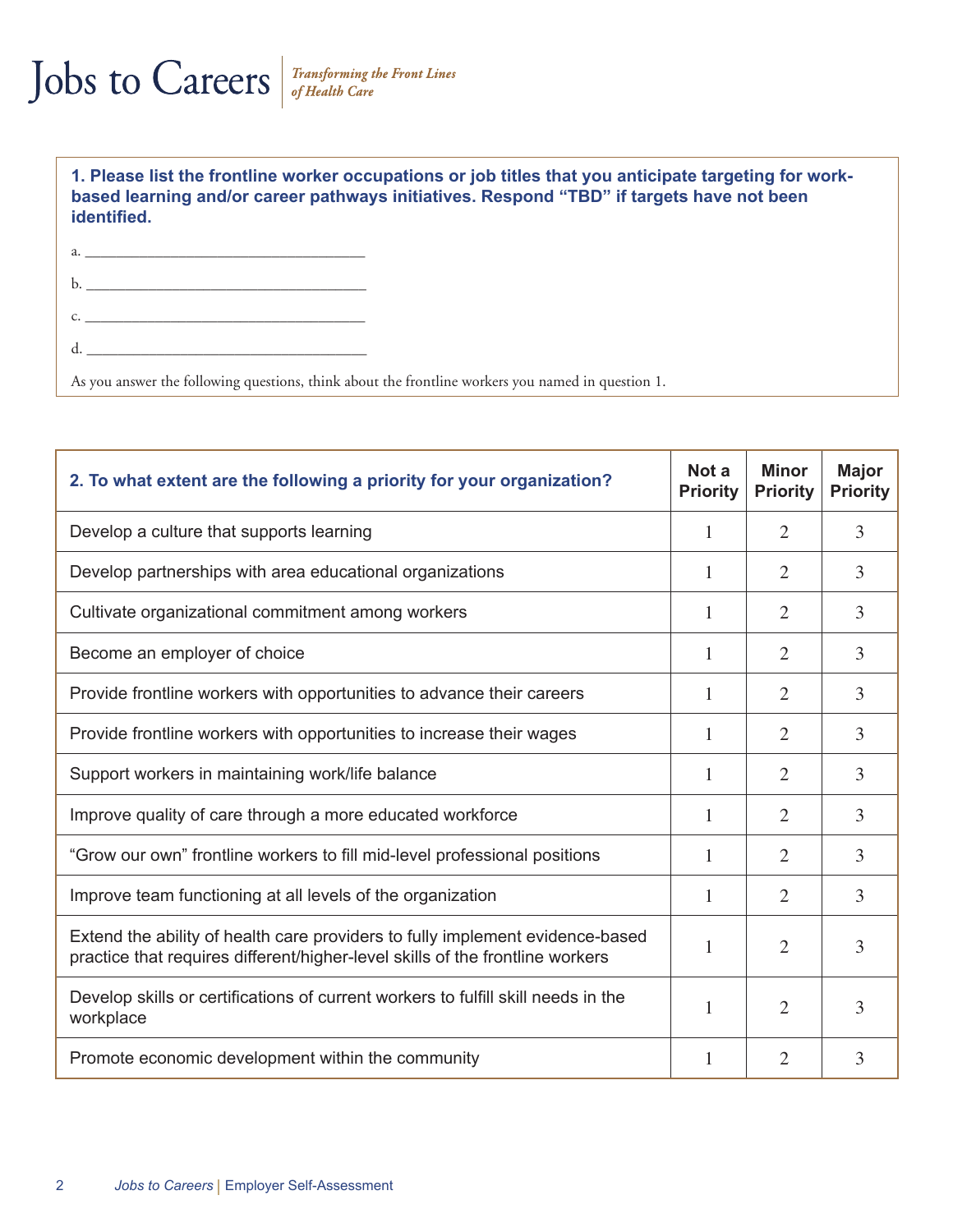**1. Please list the frontline worker occupations or job titles that you anticipate targeting for work-based learning and/or career pathways initiatives. Respond "TBD" if targets have not been identified.**

a. ___________________________________

b. ___________________________________

c. ___________________________________

d. ___________________________________

As you answer the following questions, think about the frontline workers you named in question 1.

| 2. To what extent are the following a priority for your organization? | Not a Priority | Minor Priority | Major Priority |
|---|---|---|---|
| Develop a culture that supports learning | 1 | 2 | 3 |
| Develop partnerships with area educational organizations | 1 | 2 | 3 |
| Cultivate organizational commitment among workers | 1 | 2 | 3 |
| Become an employer of choice | 1 | 2 | 3 |
| Provide frontline workers with opportunities to advance their careers | 1 | 2 | 3 |
| Provide frontline workers with opportunities to increase their wages | 1 | 2 | 3 |
| Support workers in maintaining work/life balance | 1 | 2 | 3 |
| Improve quality of care through a more educated workforce | 1 | 2 | 3 |
| "Grow our own" frontline workers to fill mid-level professional positions | 1 | 2 | 3 |
| Improve team functioning at all levels of the organization | 1 | 2 | 3 |
| Extend the ability of health care providers to fully implement evidence-based practice that requires different/higher-level skills of the frontline workers | 1 | 2 | 3 |
| Develop skills or certifications of current workers to fulfill skill needs in the workplace | 1 | 2 | 3 |
| Promote economic development within the community | 1 | 2 | 3 |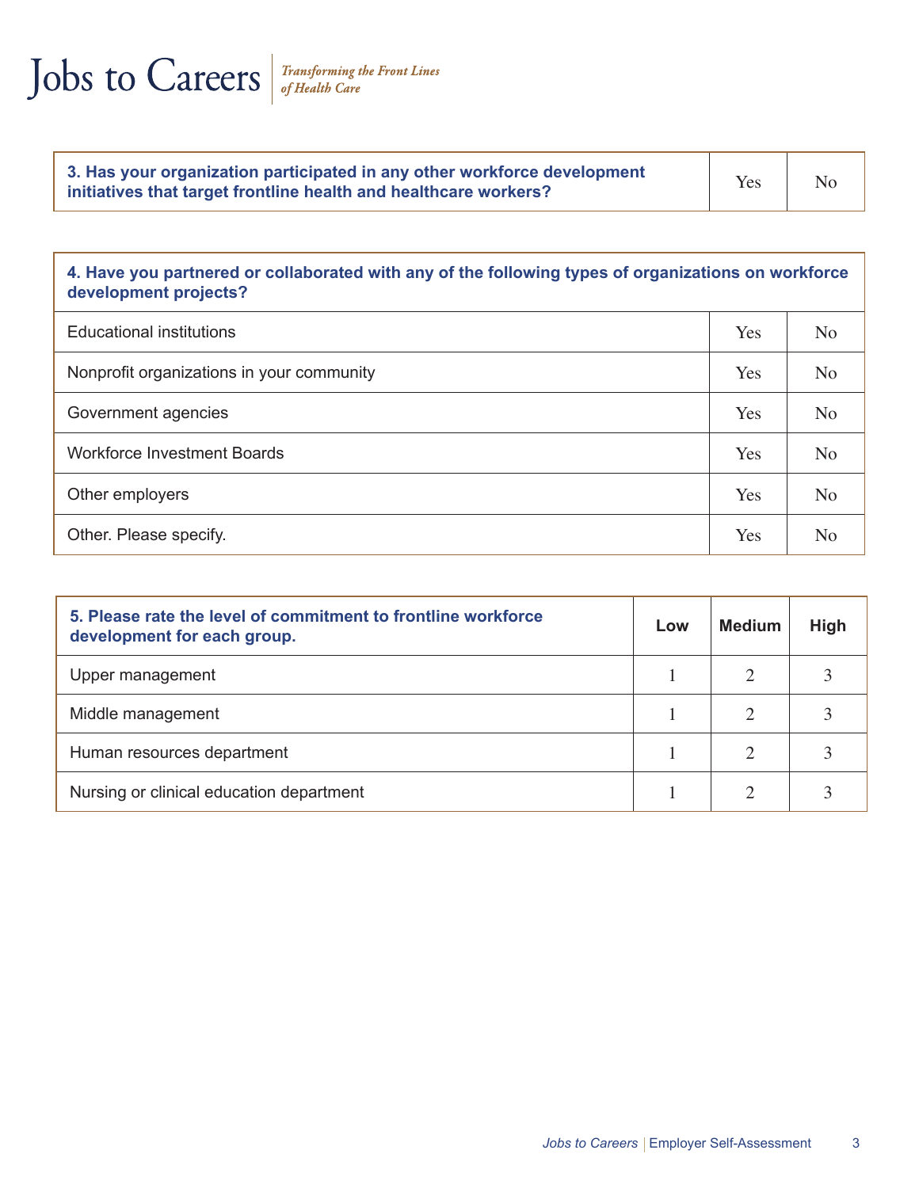| 3. Has your organization participated in any other workforce development initiatives that target frontline health and healthcare workers? | Yes | No |
|---|---|---|

| 4. Have you partnered or collaborated with any of the following types of organizations on workforce development projects? | | |
|---|---|---|
| Educational institutions | Yes | No |
| Nonprofit organizations in your community | Yes | No |
| Government agencies | Yes | No |
| Workforce Investment Boards | Yes | No |
| Other employers | Yes | No |
| Other. Please specify. | Yes | No |

| 5. Please rate the level of commitment to frontline workforce development for each group. | Low | Medium | High |
|---|---|---|---|
| Upper management | 1 | 2 | 3 |
| Middle management | 1 | 2 | 3 |
| Human resources department | 1 | 2 | 3 |
| Nursing or clinical education department | 1 | 2 | 3 |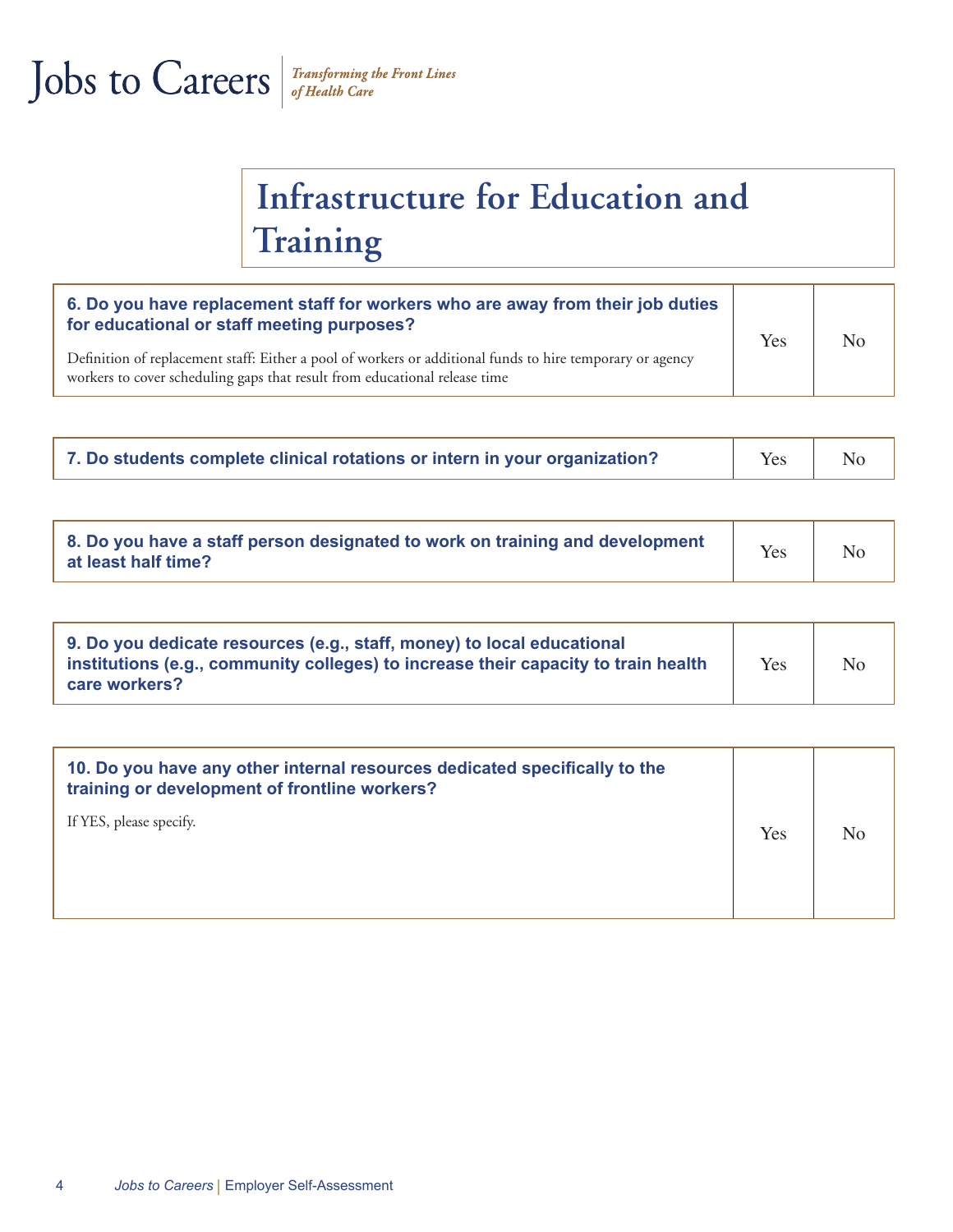# Infrastructure for Education and Training

| **6. Do you have replacement staff for workers who are away from their job duties for educational or staff meeting purposes?** Definition of replacement staff: Either a pool of workers or additional funds to hire temporary or agency workers to cover scheduling gaps that result from educational release time | Yes | No |
| --- | --- | --- |

| **7. Do students complete clinical rotations or intern in your organization?** | Yes | No |
| --- | --- | --- |

| **8. Do you have a staff person designated to work on training and development at least half time?** | Yes | No |
| --- | --- | --- |

| **9. Do you dedicate resources (e.g., staff, money) to local educational institutions (e.g., community colleges) to increase their capacity to train health care workers?** | Yes | No |
| --- | --- | --- |

| **10. Do you have any other internal resources dedicated specifically to the training or development of frontline workers?** If YES, please specify. | Yes | No |
| --- | --- | --- |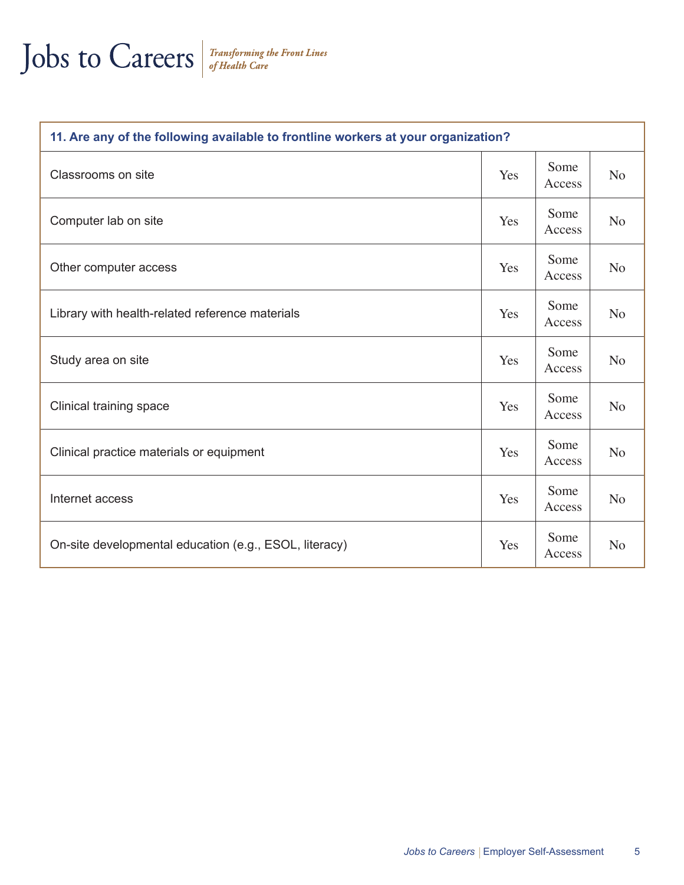| 11. Are any of the following available to frontline workers at your organization? | | | |
|---|---|---|---|
| Classrooms on site | Yes | Some Access | No |
| Computer lab on site | Yes | Some Access | No |
| Other computer access | Yes | Some Access | No |
| Library with health-related reference materials | Yes | Some Access | No |
| Study area on site | Yes | Some Access | No |
| Clinical training space | Yes | Some Access | No |
| Clinical practice materials or equipment | Yes | Some Access | No |
| Internet access | Yes | Some Access | No |
| On-site developmental education (e.g., ESOL, literacy) | Yes | Some Access | No |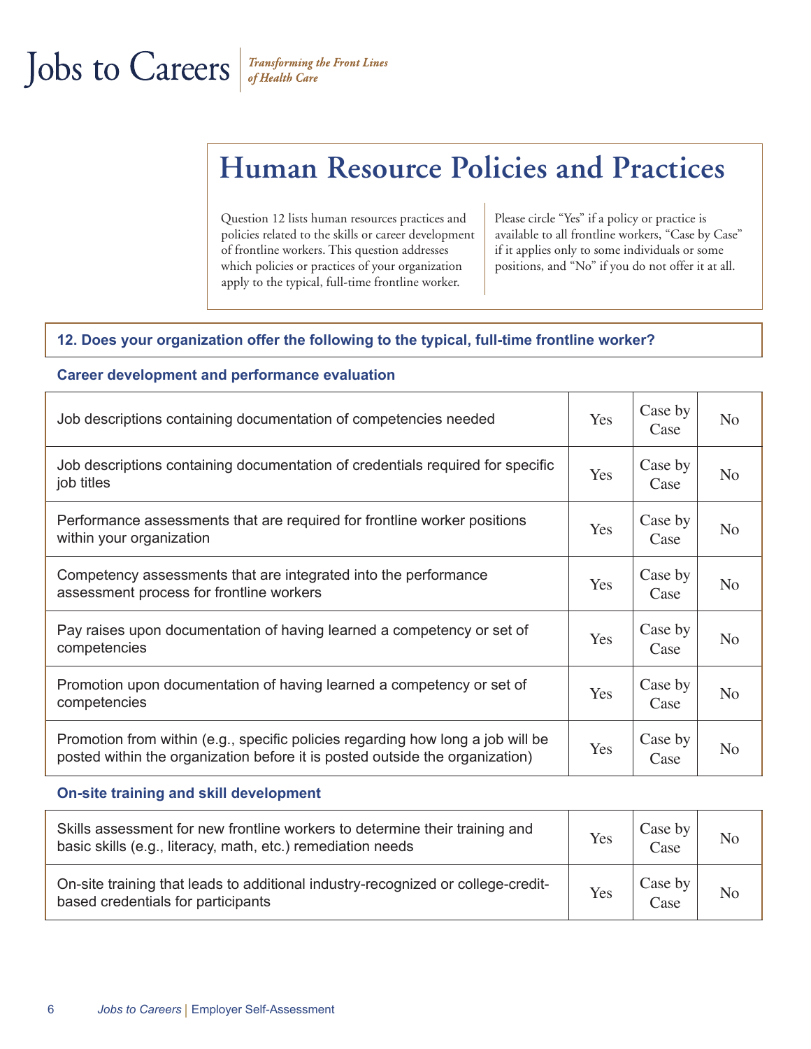# Human Resource Policies and Practices

Question 12 lists human resources practices and policies related to the skills or career development of frontline workers. This question addresses which policies or practices of your organization apply to the typical, full-time frontline worker.

Please circle "Yes" if a policy or practice is available to all frontline workers, "Case by Case" if it applies only to some individuals or some positions, and "No" if you do not offer it at all.

## 12. Does your organization offer the following to the typical, full-time frontline worker?

### Career development and performance evaluation

| | | | |
|---|---|---|---|
| Job descriptions containing documentation of competencies needed | Yes | Case by Case | No |
| Job descriptions containing documentation of credentials required for specific job titles | Yes | Case by Case | No |
| Performance assessments that are required for frontline worker positions within your organization | Yes | Case by Case | No |
| Competency assessments that are integrated into the performance assessment process for frontline workers | Yes | Case by Case | No |
| Pay raises upon documentation of having learned a competency or set of competencies | Yes | Case by Case | No |
| Promotion upon documentation of having learned a competency or set of competencies | Yes | Case by Case | No |
| Promotion from within (e.g., specific policies regarding how long a job will be posted within the organization before it is posted outside the organization) | Yes | Case by Case | No |

### On-site training and skill development

| | | | |
|---|---|---|---|
| Skills assessment for new frontline workers to determine their training and basic skills (e.g., literacy, math, etc.) remediation needs | Yes | Case by Case | No |
| On-site training that leads to additional industry-recognized or college-credit-based credentials for participants | Yes | Case by Case | No |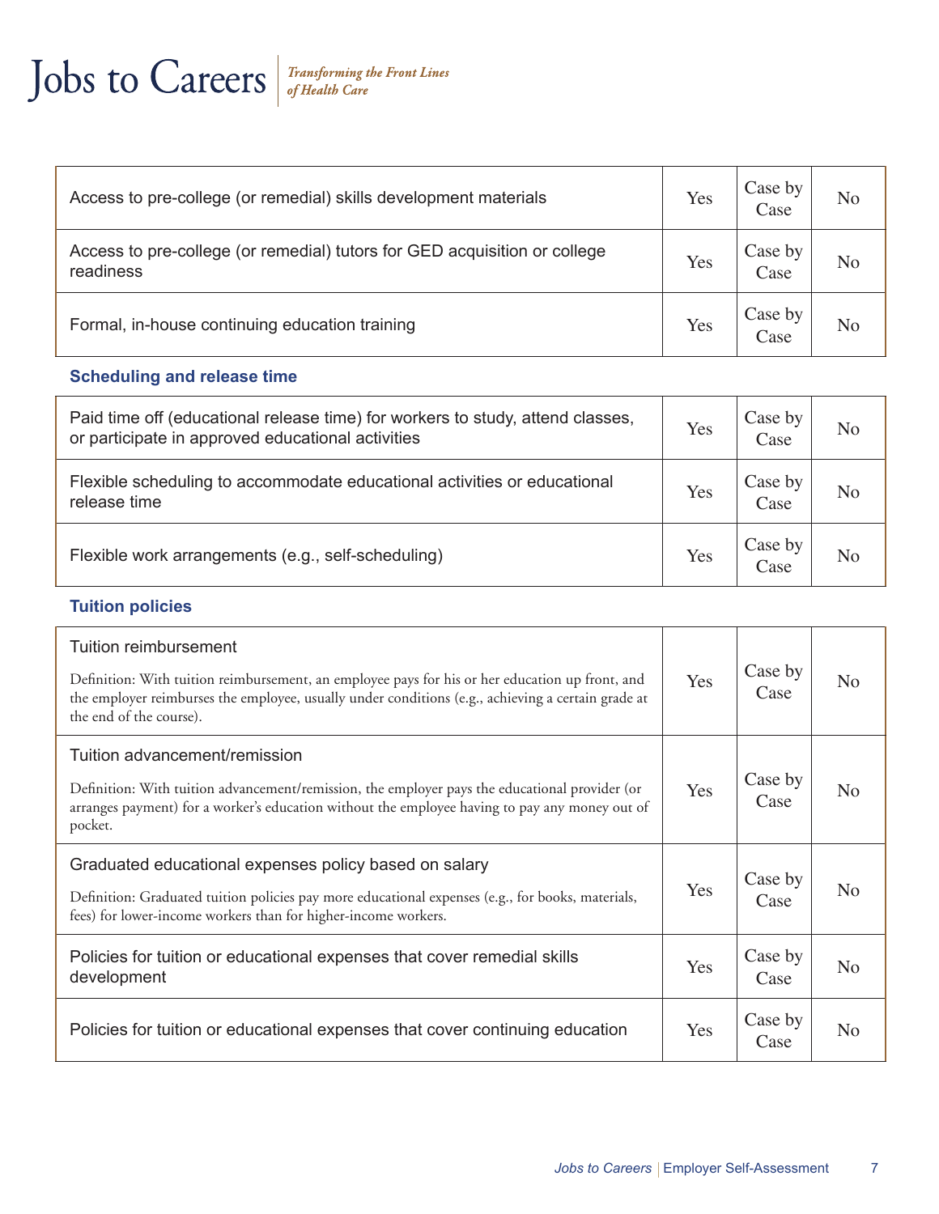| | | | |
|---|---|---|---|
| Access to pre-college (or remedial) skills development materials | Yes | Case by Case | No |
| Access to pre-college (or remedial) tutors for GED acquisition or college readiness | Yes | Case by Case | No |
| Formal, in-house continuing education training | Yes | Case by Case | No |

### Scheduling and release time

| | | | |
|---|---|---|---|
| Paid time off (educational release time) for workers to study, attend classes, or participate in approved educational activities | Yes | Case by Case | No |
| Flexible scheduling to accommodate educational activities or educational release time | Yes | Case by Case | No |
| Flexible work arrangements (e.g., self-scheduling) | Yes | Case by Case | No |

### Tuition policies

| | | | |
|---|---|---|---|
| Tuition reimbursement<br><br>Definition: With tuition reimbursement, an employee pays for his or her education up front, and the employer reimburses the employee, usually under conditions (e.g., achieving a certain grade at the end of the course). | Yes | Case by Case | No |
| Tuition advancement/remission<br><br>Definition: With tuition advancement/remission, the employer pays the educational provider (or arranges payment) for a worker's education without the employee having to pay any money out of pocket. | Yes | Case by Case | No |
| Graduated educational expenses policy based on salary<br><br>Definition: Graduated tuition policies pay more educational expenses (e.g., for books, materials, fees) for lower-income workers than for higher-income workers. | Yes | Case by Case | No |
| Policies for tuition or educational expenses that cover remedial skills development | Yes | Case by Case | No |
| Policies for tuition or educational expenses that cover continuing education | Yes | Case by Case | No |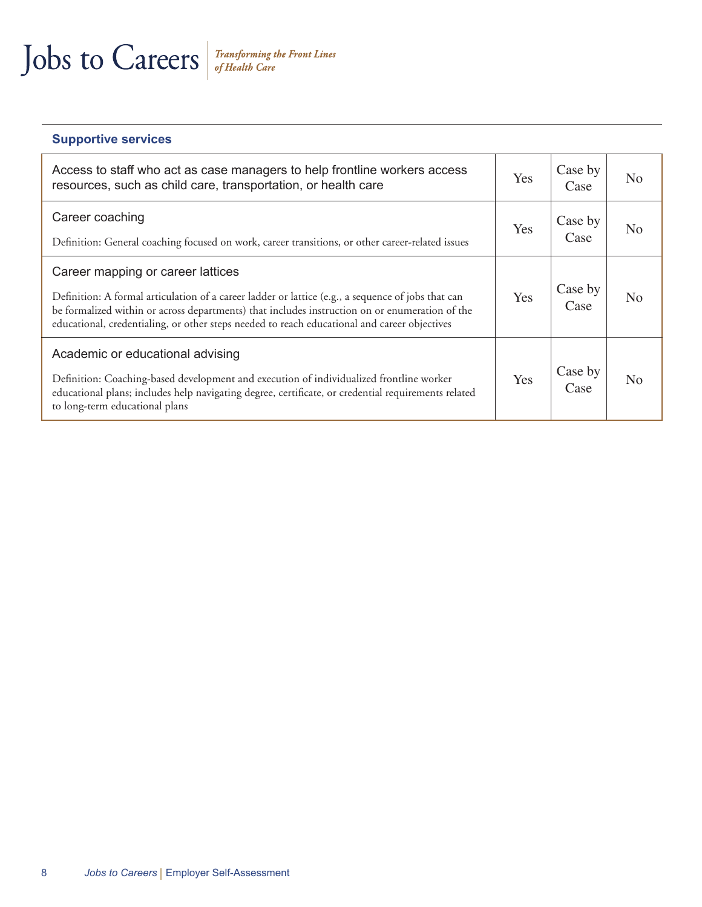### Supportive services

| | | | |
|---|---|---|---|
| Access to staff who act as case managers to help frontline workers access resources, such as child care, transportation, or health care | Yes | Case by Case | No |
| Career coaching<br><br>Definition: General coaching focused on work, career transitions, or other career-related issues | Yes | Case by Case | No |
| Career mapping or career lattices<br><br>Definition: A formal articulation of a career ladder or lattice (e.g., a sequence of jobs that can be formalized within or across departments) that includes instruction on or enumeration of the educational, credentialing, or other steps needed to reach educational and career objectives | Yes | Case by Case | No |
| Academic or educational advising<br><br>Definition: Coaching-based development and execution of individualized frontline worker educational plans; includes help navigating degree, certificate, or credential requirements related to long-term educational plans | Yes | Case by Case | No |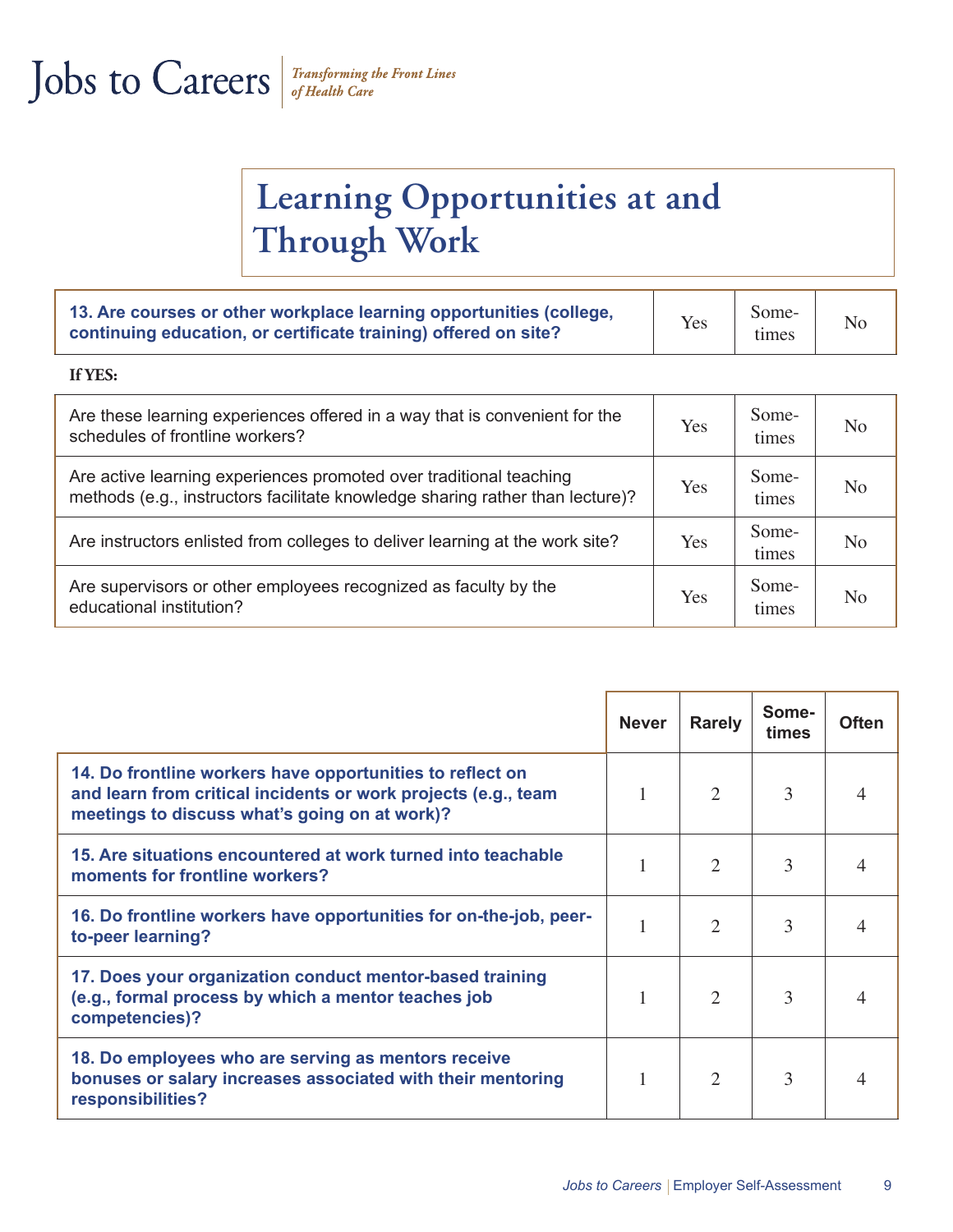# Learning Opportunities at and Through Work

| **13. Are courses or other workplace learning opportunities (college, continuing education, or certificate training) offered on site?** | Yes | Some-times | No |
|---|---|---|---|

**If YES:**

| | | | |
|---|---|---|---|
| Are these learning experiences offered in a way that is convenient for the schedules of frontline workers? | Yes | Some-times | No |
| Are active learning experiences promoted over traditional teaching methods (e.g., instructors facilitate knowledge sharing rather than lecture)? | Yes | Some-times | No |
| Are instructors enlisted from colleges to deliver learning at the work site? | Yes | Some-times | No |
| Are supervisors or other employees recognized as faculty by the educational institution? | Yes | Some-times | No |

| | Never | Rarely | Some-times | Often |
|---|---|---|---|---|
| **14. Do frontline workers have opportunities to reflect on and learn from critical incidents or work projects (e.g., team meetings to discuss what's going on at work)?** | 1 | 2 | 3 | 4 |
| **15. Are situations encountered at work turned into teachable moments for frontline workers?** | 1 | 2 | 3 | 4 |
| **16. Do frontline workers have opportunities for on-the-job, peer-to-peer learning?** | 1 | 2 | 3 | 4 |
| **17. Does your organization conduct mentor-based training (e.g., formal process by which a mentor teaches job competencies)?** | 1 | 2 | 3 | 4 |
| **18. Do employees who are serving as mentors receive bonuses or salary increases associated with their mentoring responsibilities?** | 1 | 2 | 3 | 4 |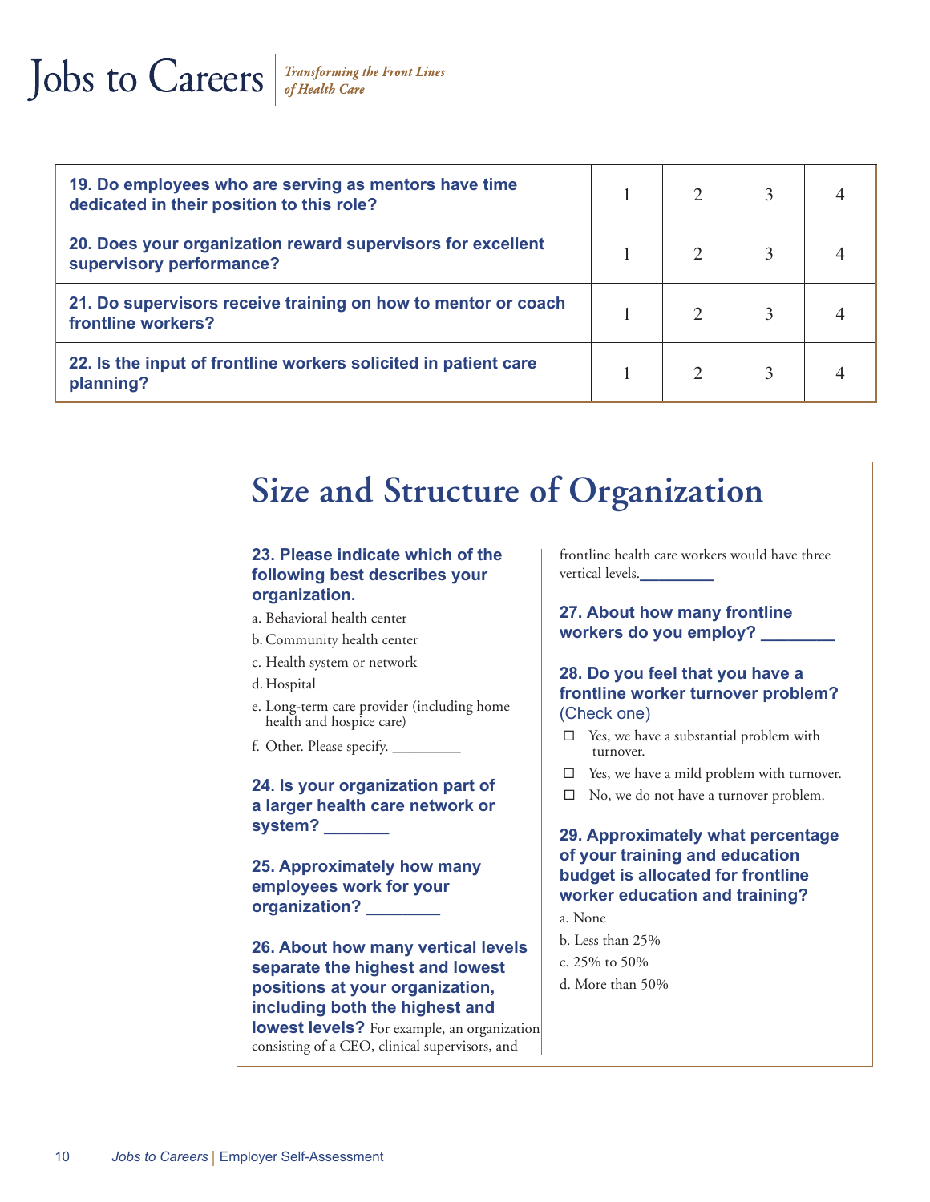| 19. Do employees who are serving as mentors have time dedicated in their position to this role? | 1 | 2 | 3 | 4 |
|---|---|---|---|---|
| **20. Does your organization reward supervisors for excellent supervisory performance?** | 1 | 2 | 3 | 4 |
| **21. Do supervisors receive training on how to mentor or coach frontline workers?** | 1 | 2 | 3 | 4 |
| **22. Is the input of frontline workers solicited in patient care planning?** | 1 | 2 | 3 | 4 |

## Size and Structure of Organization

**23. Please indicate which of the following best describes your organization.**

a. Behavioral health center

b. Community health center

c. Health system or network

d. Hospital

e. Long-term care provider (including home health and hospice care)

f. Other. Please specify. _________

**24. Is your organization part of a larger health care network or system? _______**

**25. Approximately how many employees work for your organization? ________**

**26. About how many vertical levels separate the highest and lowest positions at your organization, including both the highest and lowest levels?** For example, an organization consisting of a CEO, clinical supervisors, and frontline health care workers would have three vertical levels.________

**27. About how many frontline workers do you employ? ________**

**28. Do you feel that you have a frontline worker turnover problem?** (Check one)

- ☐ Yes, we have a substantial problem with turnover.
- ☐ Yes, we have a mild problem with turnover.
- ☐ No, we do not have a turnover problem.

**29. Approximately what percentage of your training and education budget is allocated for frontline worker education and training?**

a. None

b. Less than 25%

c. 25% to 50%

d. More than 50%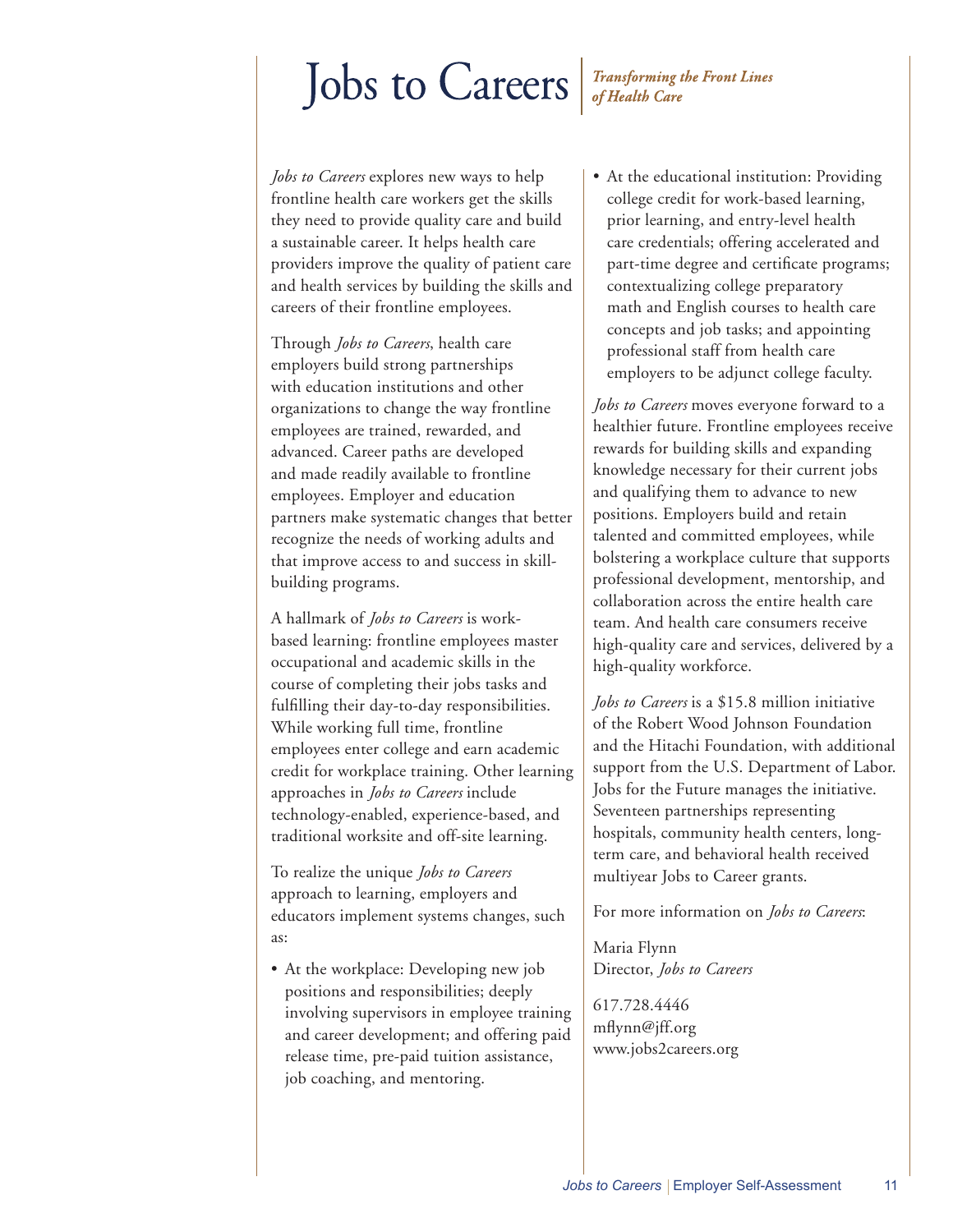# Jobs to Careers

***Transforming the Front Lines of Health Care***

*Jobs to Careers* explores new ways to help frontline health care workers get the skills they need to provide quality care and build a sustainable career. It helps health care providers improve the quality of patient care and health services by building the skills and careers of their frontline employees.

Through *Jobs to Careers*, health care employers build strong partnerships with education institutions and other organizations to change the way frontline employees are trained, rewarded, and advanced. Career paths are developed and made readily available to frontline employees. Employer and education partners make systematic changes that better recognize the needs of working adults and that improve access to and success in skill-building programs.

A hallmark of *Jobs to Careers* is work-based learning: frontline employees master occupational and academic skills in the course of completing their jobs tasks and fulfilling their day-to-day responsibilities. While working full time, frontline employees enter college and earn academic credit for workplace training. Other learning approaches in *Jobs to Careers* include technology-enabled, experience-based, and traditional worksite and off-site learning.

To realize the unique *Jobs to Careers* approach to learning, employers and educators implement systems changes, such as:

- At the workplace: Developing new job positions and responsibilities; deeply involving supervisors in employee training and career development; and offering paid release time, pre-paid tuition assistance, job coaching, and mentoring.
- At the educational institution: Providing college credit for work-based learning, prior learning, and entry-level health care credentials; offering accelerated and part-time degree and certificate programs; contextualizing college preparatory math and English courses to health care concepts and job tasks; and appointing professional staff from health care employers to be adjunct college faculty.

*Jobs to Careers* moves everyone forward to a healthier future. Frontline employees receive rewards for building skills and expanding knowledge necessary for their current jobs and qualifying them to advance to new positions. Employers build and retain talented and committed employees, while bolstering a workplace culture that supports professional development, mentorship, and collaboration across the entire health care team. And health care consumers receive high-quality care and services, delivered by a high-quality workforce.

*Jobs to Careers* is a $15.8 million initiative of the Robert Wood Johnson Foundation and the Hitachi Foundation, with additional support from the U.S. Department of Labor. Jobs for the Future manages the initiative. Seventeen partnerships representing hospitals, community health centers, long-term care, and behavioral health received multiyear Jobs to Career grants.

For more information on *Jobs to Careers*:

Maria Flynn
Director, *Jobs to Careers*

617.728.4446
mflynn@jff.org
www.jobs2careers.org